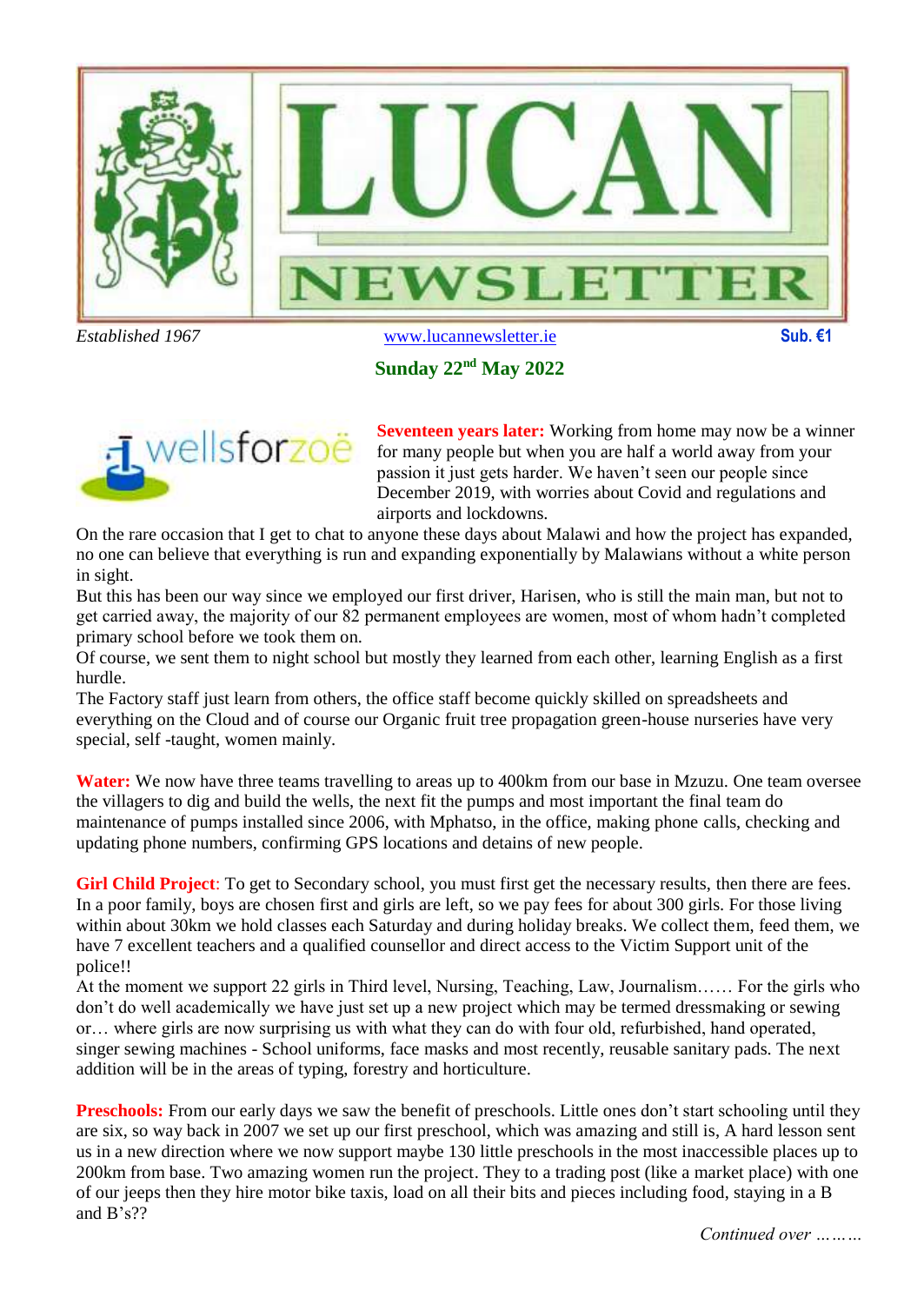# LUCAN NEWSLETTER

*Established 1967* www.lucannewsletter.ie **Sub. €1**

**Sunday 22nd May 2022**

wellsforzoë

**Seventeen years later:** Working from home may now be a winner for many people but when you are half a world away from your passion it just gets harder. We haven't seen our people since December 2019, with worries about Covid and regulations and airports and lockdowns.

On the rare occasion that I get to chat to anyone these days about Malawi and how the project has expanded, no one can believe that everything is run and expanding exponentially by Malawians without a white person in sight.

But this has been our way since we employed our first driver, Harisen, who is still the main man, but not to get carried away, the majority of our 82 permanent employees are women, most of whom hadn't completed primary school before we took them on.

Of course, we sent them to night school but mostly they learned from each other, learning English as a first hurdle.

The Factory staff just learn from others, the office staff become quickly skilled on spreadsheets and everything on the Cloud and of course our Organic fruit tree propagation green-house nurseries have very special, self -taught, women mainly.

**Water:** We now have three teams travelling to areas up to 400km from our base in Mzuzu. One team oversee the villagers to dig and build the wells, the next fit the pumps and most important the final team do maintenance of pumps installed since 2006, with Mphatso, in the office, making phone calls, checking and updating phone numbers, confirming GPS locations and detains of new people.

**Girl Child Project**: To get to Secondary school, you must first get the necessary results, then there are fees. In a poor family, boys are chosen first and girls are left, so we pay fees for about 300 girls. For those living within about 30km we hold classes each Saturday and during holiday breaks. We collect them, feed them, we have 7 excellent teachers and a qualified counsellor and direct access to the Victim Support unit of the police!!

At the moment we support 22 girls in Third level, Nursing, Teaching, Law, Journalism…… For the girls who don't do well academically we have just set up a new project which may be termed dressmaking or sewing or… where girls are now surprising us with what they can do with four old, refurbished, hand operated, singer sewing machines - School uniforms, face masks and most recently, reusable sanitary pads. The next addition will be in the areas of typing, forestry and horticulture.

**Preschools:** From our early days we saw the benefit of preschools. Little ones don't start schooling until they are six, so way back in 2007 we set up our first preschool, which was amazing and still is, A hard lesson sent us in a new direction where we now support maybe 130 little preschools in the most inaccessible places up to 200km from base. Two amazing women run the project. They to a trading post (like a market place) with one of our jeeps then they hire motor bike taxis, load on all their bits and pieces including food, staying in a B and B's??

*Continued over ………*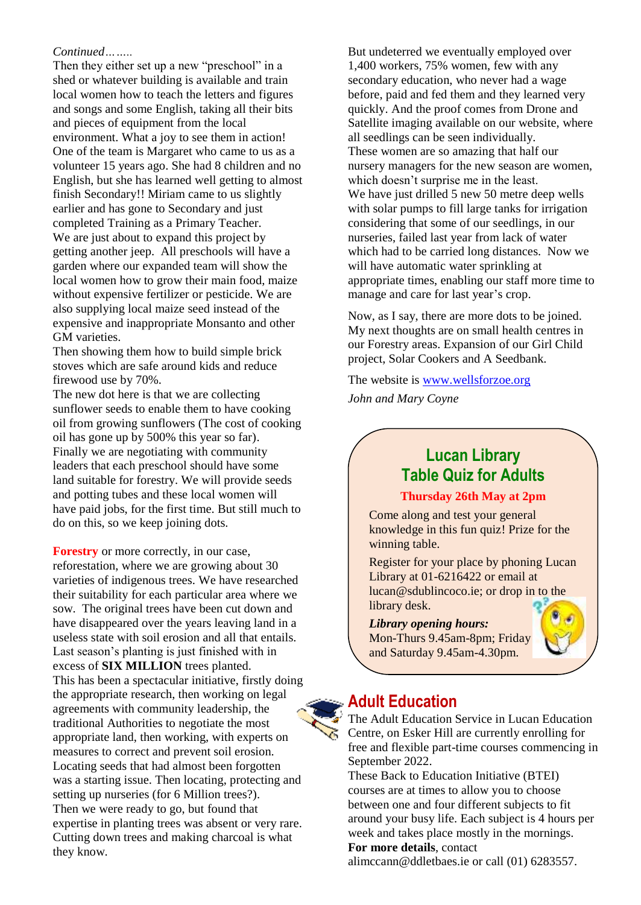*Continued……..*

Then they either set up a new "preschool" in a shed or whatever building is available and train local women how to teach the letters and figures and songs and some English, taking all their bits and pieces of equipment from the local environment. What a joy to see them in action! One of the team is Margaret who came to us as a volunteer 15 years ago. She had 8 children and no English, but she has learned well getting to almost finish Secondary!! Miriam came to us slightly earlier and has gone to Secondary and just completed Training as a Primary Teacher.

We are just about to expand this project by getting another jeep. All preschools will have a garden where our expanded team will show the local women how to grow their main food, maize without expensive fertilizer or pesticide. We are also supplying local maize seed instead of the expensive and inappropriate Monsanto and other GM varieties.

Then showing them how to build simple brick stoves which are safe around kids and reduce firewood use by 70%.

The new dot here is that we are collecting sunflower seeds to enable them to have cooking oil from growing sunflowers (The cost of cooking oil has gone up by 500% this year so far).

Finally we are negotiating with community leaders that each preschool should have some land suitable for forestry. We will provide seeds and potting tubes and these local women will have paid jobs, for the first time. But still much to do on this, so we keep joining dots.

**Forestry** or more correctly, in our case, reforestation, where we are growing about 30 varieties of indigenous trees. We have researched their suitability for each particular area where we sow. The original trees have been cut down and have disappeared over the years leaving land in a useless state with soil erosion and all that entails. Last season's planting is just finished with in excess of **SIX MILLION** trees planted.

This has been a spectacular initiative, firstly doing the appropriate research, then working on legal agreements with community leadership, the traditional Authorities to negotiate the most appropriate land, then working, with experts on measures to correct and prevent soil erosion. Locating seeds that had almost been forgotten was a starting issue. Then locating, protecting and setting up nurseries (for 6 Million trees?).

Then we were ready to go, but found that expertise in planting trees was absent or very rare. Cutting down trees and making charcoal is what they know.

But undeterred we eventually employed over 1,400 workers, 75% women, few with any secondary education, who never had a wage before, paid and fed them and they learned very quickly. And the proof comes from Drone and Satellite imaging available on our website, where all seedlings can be seen individually.

These women are so amazing that half our nursery managers for the new season are women, which doesn't surprise me in the least.

We have just drilled 5 new 50 metre deep wells with solar pumps to fill large tanks for irrigation considering that some of our seedlings, in our nurseries, failed last year from lack of water which had to be carried long distances. Now we will have automatic water sprinkling at appropriate times, enabling our staff more time to manage and care for last year's crop.

Now, as I say, there are more dots to be joined. My next thoughts are on small health centres in our Forestry areas. Expansion of our Girl Child project, Solar Cookers and A Seedbank.

The website is www.wellsforzoe.org

*John and Mary Coyne*

## Lucan Library Table Quiz for Adults

**Thursday 26th May at 2pm**

Come along and test your general knowledge in this fun quiz! Prize for the winning table.

Register for your place by phoning Lucan Library at 01-6216422 or email at lucan@sdublincoco.ie; or drop in to the library desk.

***Library opening hours:***
Mon-Thurs 9.45am-8pm; Friday and Saturday 9.45am-4.30pm.

## Adult Education

The Adult Education Service in Lucan Education Centre, on Esker Hill are currently enrolling for free and flexible part-time courses commencing in September 2022.

These Back to Education Initiative (BTEI) courses are at times to allow you to choose between one and four different subjects to fit around your busy life. Each subject is 4 hours per week and takes place mostly in the mornings.

**For more details**, contact alimccann@ddletbaes.ie or call (01) 6283557.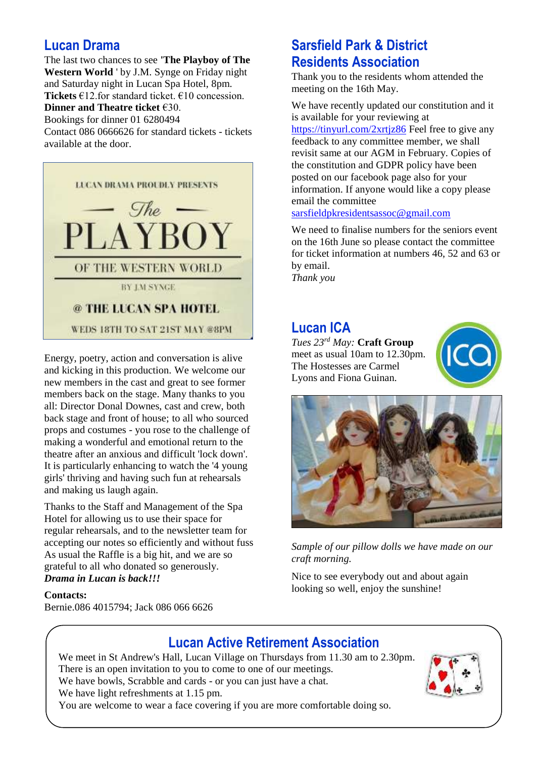## Lucan Drama

The last two chances to see **'The Playboy of The Western World** ' by J.M. Synge on Friday night and Saturday night in Lucan Spa Hotel, 8pm.
**Tickets** €12.for standard ticket. €10 concession.
**Dinner and Theatre ticket** €30.
Bookings for dinner 01 6280494
Contact 086 0666626 for standard tickets - tickets available at the door.

LUCAN DRAMA PROUDLY PRESENTS
The PLAYBOY OF THE WESTERN WORLD
BY J.M SYNGE
@ THE LUCAN SPA HOTEL
WEDS 18TH TO SAT 21ST MAY @8PM

Energy, poetry, action and conversation is alive and kicking in this production. We welcome our new members in the cast and great to see former members back on the stage. Many thanks to you all: Director Donal Downes, cast and crew, both back stage and front of house; to all who sourced props and costumes - you rose to the challenge of making a wonderful and emotional return to the theatre after an anxious and difficult 'lock down'. It is particularly enhancing to watch the '4 young girls' thriving and having such fun at rehearsals and making us laugh again.

Thanks to the Staff and Management of the Spa Hotel for allowing us to use their space for regular rehearsals, and to the newsletter team for accepting our notes so efficiently and without fuss As usual the Raffle is a big hit, and we are so grateful to all who donated so generously.
***Drama in Lucan is back!!!***

**Contacts:**
Bernie.086 4015794; Jack 086 066 6626

## Sarsfield Park & District Residents Association

Thank you to the residents whom attended the meeting on the 16th May.

We have recently updated our constitution and it is available for your reviewing at https://tinyurl.com/2xrtjz86 Feel free to give any feedback to any committee member, we shall revisit same at our AGM in February. Copies of the constitution and GDPR policy have been posted on our facebook page also for your information. If anyone would like a copy please email the committee sarsfieldpkresidentsassoc@gmail.com

We need to finalise numbers for the seniors event on the 16th June so please contact the committee for ticket information at numbers 46, 52 and 63 or by email.
*Thank you*

## Lucan ICA

*Tues 23rd May:* **Craft Group** meet as usual 10am to 12.30pm. The Hostesses are Carmel Lyons and Fiona Guinan.

*Sample of our pillow dolls we have made on our craft morning.*

Nice to see everybody out and about again looking so well, enjoy the sunshine!

## Lucan Active Retirement Association

We meet in St Andrew's Hall, Lucan Village on Thursdays from 11.30 am to 2.30pm.
There is an open invitation to you to come to one of our meetings.
We have bowls, Scrabble and cards - or you can just have a chat.
We have light refreshments at 1.15 pm.
You are welcome to wear a face covering if you are more comfortable doing so.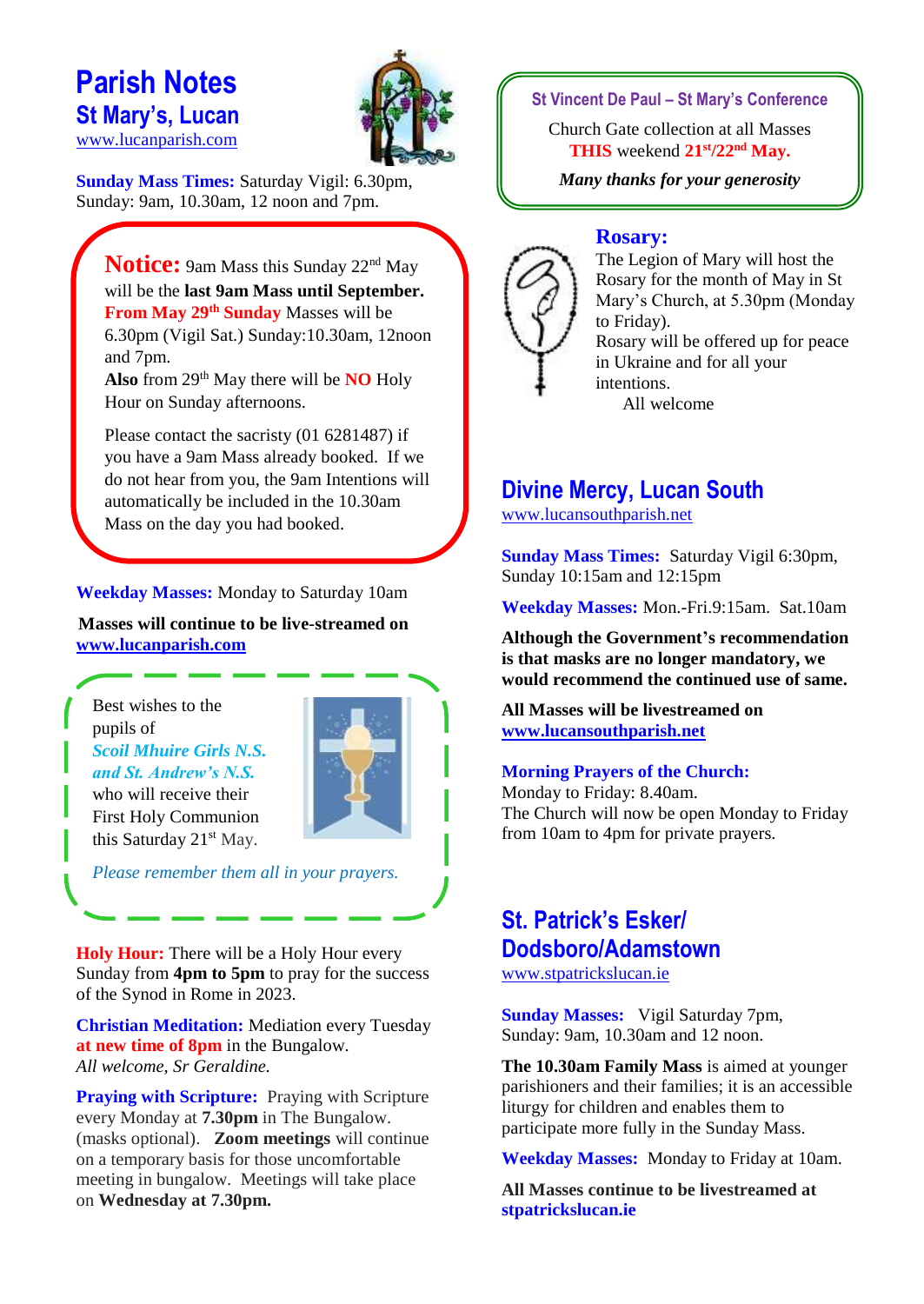# Parish Notes
## St Mary's, Lucan

www.lucanparish.com

**Sunday Mass Times:** Saturday Vigil: 6.30pm, Sunday: 9am, 10.30am, 12 noon and 7pm.

**Notice:** 9am Mass this Sunday 22nd May will be the **last 9am Mass until September.** **From May 29th Sunday** Masses will be 6.30pm (Vigil Sat.) Sunday:10.30am, 12noon and 7pm.
**Also** from 29th May there will be **NO** Holy Hour on Sunday afternoons.

Please contact the sacristy (01 6281487) if you have a 9am Mass already booked. If we do not hear from you, the 9am Intentions will automatically be included in the 10.30am Mass on the day you had booked.

**Weekday Masses:** Monday to Saturday 10am

**Masses will continue to be live-streamed on www.lucanparish.com**

Best wishes to the pupils of *Scoil Mhuire Girls N.S. and St. Andrew's N.S.* who will receive their First Holy Communion this Saturday 21st May.

*Please remember them all in your prayers.*

**Holy Hour:** There will be a Holy Hour every Sunday from **4pm to 5pm** to pray for the success of the Synod in Rome in 2023.

**Christian Meditation:** Mediation every Tuesday **at new time of 8pm** in the Bungalow.
*All welcome, Sr Geraldine.*

**Praying with Scripture:** Praying with Scripture every Monday at **7.30pm** in The Bungalow. (masks optional). **Zoom meetings** will continue on a temporary basis for those uncomfortable meeting in bungalow. Meetings will take place on **Wednesday at 7.30pm.**

**St Vincent De Paul – St Mary's Conference**

Church Gate collection at all Masses **THIS** weekend **21st/22nd May.**

*Many thanks for your generosity*

**Rosary:**
The Legion of Mary will host the Rosary for the month of May in St Mary's Church, at 5.30pm (Monday to Friday).
Rosary will be offered up for peace in Ukraine and for all your intentions.
All welcome

## Divine Mercy, Lucan South

www.lucansouthparish.net

**Sunday Mass Times:** Saturday Vigil 6:30pm, Sunday 10:15am and 12:15pm

**Weekday Masses:** Mon.-Fri.9:15am. Sat.10am

**Although the Government's recommendation is that masks are no longer mandatory, we would recommend the continued use of same.**

**All Masses will be livestreamed on www.lucansouthparish.net**

**Morning Prayers of the Church:**
Monday to Friday: 8.40am.
The Church will now be open Monday to Friday from 10am to 4pm for private prayers.

## St. Patrick's Esker/ Dodsboro/Adamstown

www.stpatrickslucan.ie

**Sunday Masses:** Vigil Saturday 7pm, Sunday: 9am, 10.30am and 12 noon.

**The 10.30am Family Mass** is aimed at younger parishioners and their families; it is an accessible liturgy for children and enables them to participate more fully in the Sunday Mass.

**Weekday Masses:** Monday to Friday at 10am.

**All Masses continue to be livestreamed at stpatrickslucan.ie**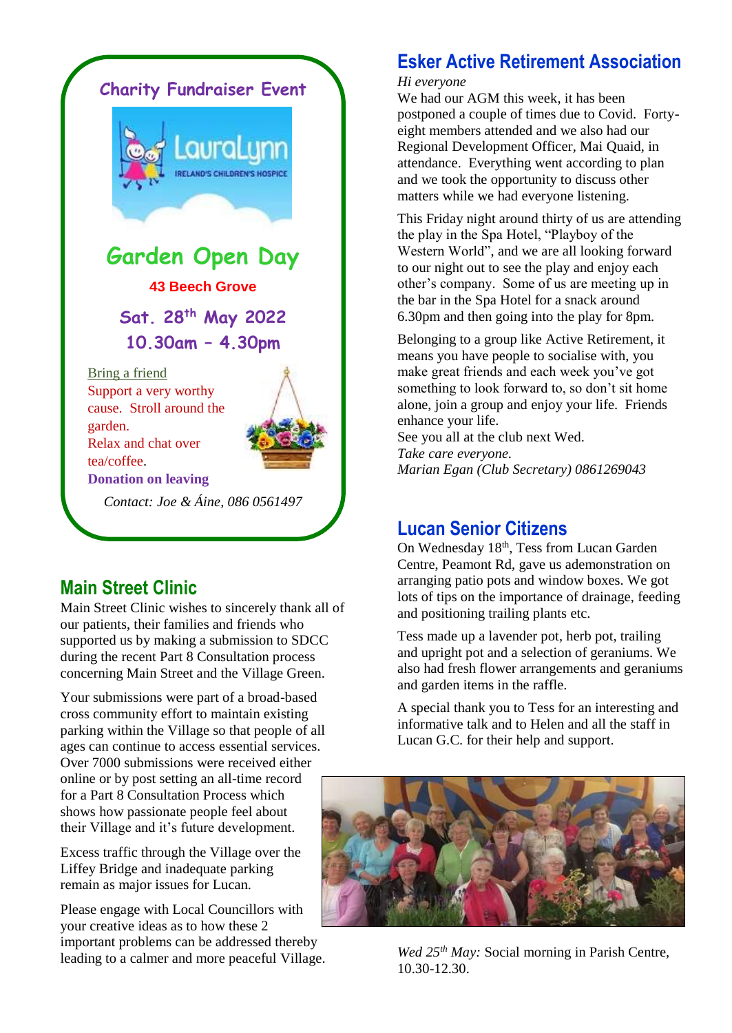## Charity Fundraiser Event

LauraLynn
IRELAND'S CHILDREN'S HOSPICE

## Garden Open Day

**43 Beech Grove**

**Sat. 28th May 2022**

**10.30am – 4.30pm**

Bring a friend
Support a very worthy cause. Stroll around the garden.
Relax and chat over tea/coffee.
**Donation on leaving**

*Contact: Joe & Áine, 086 0561497*

## Main Street Clinic

Main Street Clinic wishes to sincerely thank all of our patients, their families and friends who supported us by making a submission to SDCC during the recent Part 8 Consultation process concerning Main Street and the Village Green.

Your submissions were part of a broad-based cross community effort to maintain existing parking within the Village so that people of all ages can continue to access essential services. Over 7000 submissions were received either online or by post setting an all-time record for a Part 8 Consultation Process which shows how passionate people feel about their Village and it's future development.

Excess traffic through the Village over the Liffey Bridge and inadequate parking remain as major issues for Lucan.

Please engage with Local Councillors with your creative ideas as to how these 2 important problems can be addressed thereby leading to a calmer and more peaceful Village.

## Esker Active Retirement Association

*Hi everyone*
We had our AGM this week, it has been postponed a couple of times due to Covid. Forty-eight members attended and we also had our Regional Development Officer, Mai Quaid, in attendance. Everything went according to plan and we took the opportunity to discuss other matters while we had everyone listening.

This Friday night around thirty of us are attending the play in the Spa Hotel, "Playboy of the Western World", and we are all looking forward to our night out to see the play and enjoy each other's company. Some of us are meeting up in the bar in the Spa Hotel for a snack around 6.30pm and then going into the play for 8pm.

Belonging to a group like Active Retirement, it means you have people to socialise with, you make great friends and each week you've got something to look forward to, so don't sit home alone, join a group and enjoy your life. Friends enhance your life.
See you all at the club next Wed.
*Take care everyone.*
*Marian Egan (Club Secretary) 0861269043*

## Lucan Senior Citizens

On Wednesday 18th, Tess from Lucan Garden Centre, Peamont Rd, gave us ademonstration on arranging patio pots and window boxes. We got lots of tips on the importance of drainage, feeding and positioning trailing plants etc.

Tess made up a lavender pot, herb pot, trailing and upright pot and a selection of geraniums. We also had fresh flower arrangements and geraniums and garden items in the raffle.

A special thank you to Tess for an interesting and informative talk and to Helen and all the staff in Lucan G.C. for their help and support.

*Wed 25th May:* Social morning in Parish Centre, 10.30-12.30.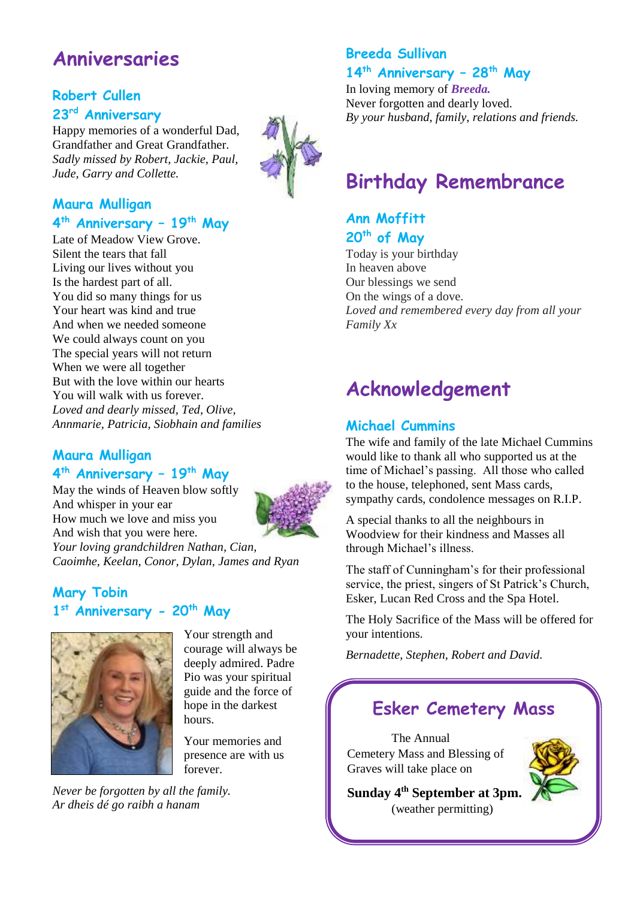# Anniversaries

### Robert Cullen
### 23rd Anniversary

Happy memories of a wonderful Dad,
Grandfather and Great Grandfather.
*Sadly missed by Robert, Jackie, Paul, Jude, Garry and Collette.*

### Maura Mulligan
### 4th Anniversary – 19th May

Late of Meadow View Grove.
Silent the tears that fall
Living our lives without you
Is the hardest part of all.
You did so many things for us
Your heart was kind and true
And when we needed someone
We could always count on you
The special years will not return
When we were all together
But with the love within our hearts
You will walk with us forever.
*Loved and dearly missed, Ted, Olive, Annmarie, Patricia, Siobhain and families*

### Maura Mulligan
### 4th Anniversary – 19th May

May the winds of Heaven blow softly
And whisper in your ear
How much we love and miss you
And wish that you were here.
*Your loving grandchildren Nathan, Cian, Caoimhe, Keelan, Conor, Dylan, James and Ryan*

### Mary Tobin
### 1st Anniversary - 20th May

Your strength and courage will always be deeply admired. Padre Pio was your spiritual guide and the force of hope in the darkest hours.

Your memories and presence are with us forever.

*Never be forgotten by all the family.*
*Ar dheis dé go raibh a hanam*

### Breeda Sullivan
### 14th Anniversary – 28th May

In loving memory of ***Breeda.***
Never forgotten and dearly loved.
*By your husband, family, relations and friends.*

# Birthday Remembrance

### Ann Moffitt
### 20th of May

Today is your birthday
In heaven above
Our blessings we send
On the wings of a dove.
*Loved and remembered every day from all your Family Xx*

# Acknowledgement

### Michael Cummins

The wife and family of the late Michael Cummins would like to thank all who supported us at the time of Michael's passing. All those who called to the house, telephoned, sent Mass cards, sympathy cards, condolence messages on R.I.P.

A special thanks to all the neighbours in Woodview for their kindness and Masses all through Michael's illness.

The staff of Cunningham's for their professional service, the priest, singers of St Patrick's Church, Esker, Lucan Red Cross and the Spa Hotel.

The Holy Sacrifice of the Mass will be offered for your intentions.

*Bernadette, Stephen, Robert and David.*

## Esker Cemetery Mass

The Annual Cemetery Mass and Blessing of Graves will take place on

**Sunday 4th September at 3pm.**
(weather permitting)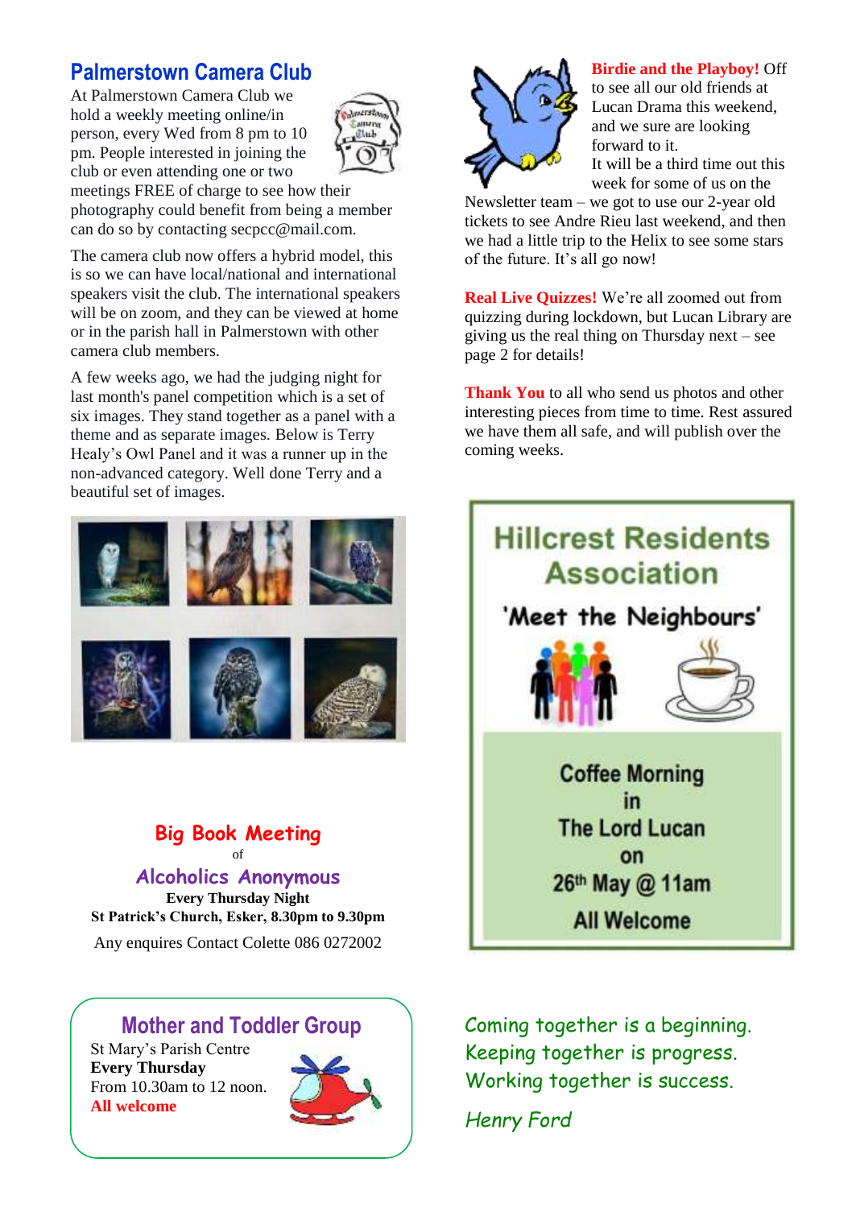## Palmerstown Camera Club

At Palmerstown Camera Club we hold a weekly meeting online/in person, every Wed from 8 pm to 10 pm. People interested in joining the club or even attending one or two meetings FREE of charge to see how their photography could benefit from being a member can do so by contacting secpcc@mail.com.

The camera club now offers a hybrid model, this is so we can have local/national and international speakers visit the club. The international speakers will be on zoom, and they can be viewed at home or in the parish hall in Palmerstown with other camera club members.

A few weeks ago, we had the judging night for last month's panel competition which is a set of six images. They stand together as a panel with a theme and as separate images. Below is Terry Healy's Owl Panel and it was a runner up in the non-advanced category. Well done Terry and a beautiful set of images.

## Big Book Meeting

of

## Alcoholics Anonymous

**Every Thursday Night**

**St Patrick's Church, Esker, 8.30pm to 9.30pm**

Any enquires Contact Colette 086 0272002

## Mother and Toddler Group

St Mary's Parish Centre

**Every Thursday**

From 10.30am to 12 noon.

**All welcome**

**Birdie and the Playboy!** Off to see all our old friends at Lucan Drama this weekend, and we sure are looking forward to it.

It will be a third time out this week for some of us on the Newsletter team – we got to use our 2-year old tickets to see Andre Rieu last weekend, and then we had a little trip to the Helix to see some stars of the future. It's all go now!

**Real Live Quizzes!** We're all zoomed out from quizzing during lockdown, but Lucan Library are giving us the real thing on Thursday next – see page 2 for details!

**Thank You** to all who send us photos and other interesting pieces from time to time. Rest assured we have them all safe, and will publish over the coming weeks.

## Hillcrest Residents Association

### 'Meet the Neighbours'

Coffee Morning
in
The Lord Lucan
on
26th May @ 11am

All Welcome

*Coming together is a beginning.*
*Keeping together is progress.*
*Working together is success.*

*Henry Ford*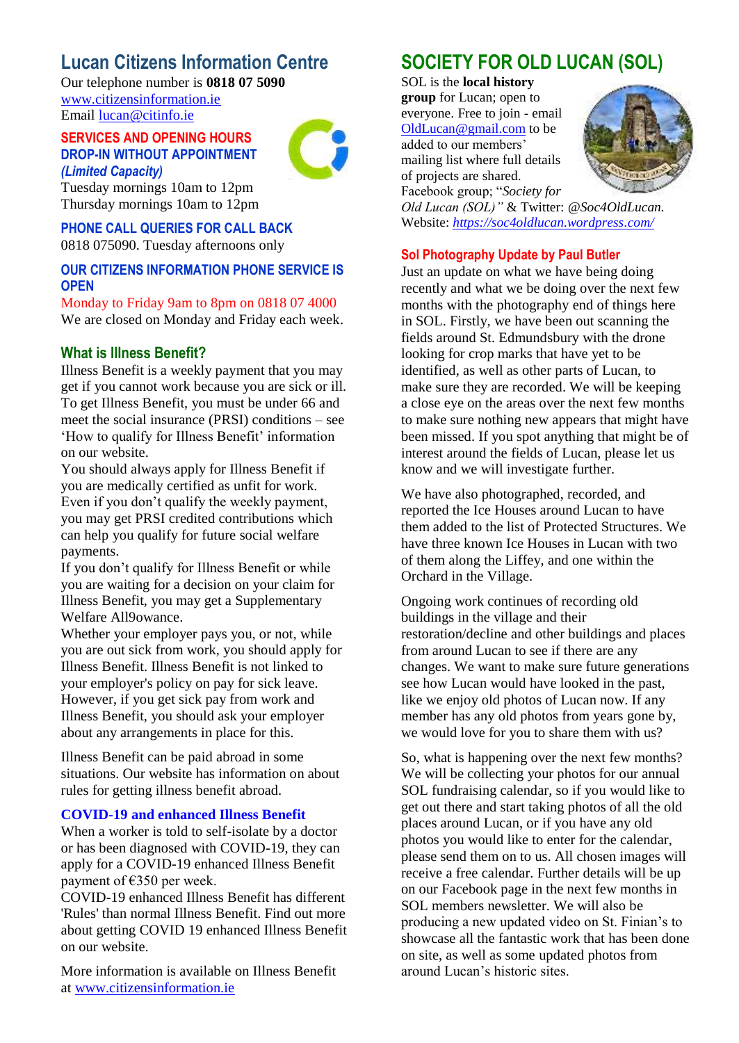## Lucan Citizens Information Centre

Our telephone number is **0818 07 5090**
www.citizensinformation.ie
Email lucan@citinfo.ie

### SERVICES AND OPENING HOURS

### DROP-IN WITHOUT APPOINTMENT

***(Limited Capacity)***

Tuesday mornings 10am to 12pm
Thursday mornings 10am to 12pm

### PHONE CALL QUERIES FOR CALL BACK

0818 075090. Tuesday afternoons only

### OUR CITIZENS INFORMATION PHONE SERVICE IS OPEN

Monday to Friday 9am to 8pm on 0818 07 4000
We are closed on Monday and Friday each week.

### What is Illness Benefit?

Illness Benefit is a weekly payment that you may get if you cannot work because you are sick or ill. To get Illness Benefit, you must be under 66 and meet the social insurance (PRSI) conditions – see 'How to qualify for Illness Benefit' information on our website.

You should always apply for Illness Benefit if you are medically certified as unfit for work. Even if you don't qualify the weekly payment, you may get PRSI credited contributions which can help you qualify for future social welfare payments.

If you don't qualify for Illness Benefit or while you are waiting for a decision on your claim for Illness Benefit, you may get a Supplementary Welfare All9owance.

Whether your employer pays you, or not, while you are out sick from work, you should apply for Illness Benefit. Illness Benefit is not linked to your employer's policy on pay for sick leave. However, if you get sick pay from work and Illness Benefit, you should ask your employer about any arrangements in place for this.

Illness Benefit can be paid abroad in some situations. Our website has information on about rules for getting illness benefit abroad.

### COVID-19 and enhanced Illness Benefit

When a worker is told to self-isolate by a doctor or has been diagnosed with COVID-19, they can apply for a COVID-19 enhanced Illness Benefit payment of €350 per week.

COVID-19 enhanced Illness Benefit has different 'Rules' than normal Illness Benefit. Find out more about getting COVID 19 enhanced Illness Benefit on our website.

More information is available on Illness Benefit at www.citizensinformation.ie

## SOCIETY FOR OLD LUCAN (SOL)

SOL is the **local history group** for Lucan; open to everyone. Free to join - email OldLucan@gmail.com to be added to our members' mailing list where full details of projects are shared. Facebook group; "*Society for Old Lucan (SOL)"* & Twitter: *@Soc4OldLucan*. Website: ***https://soc4oldlucan.wordpress.com/***

### Sol Photography Update by Paul Butler

Just an update on what we have being doing recently and what we be doing over the next few months with the photography end of things here in SOL. Firstly, we have been out scanning the fields around St. Edmundsbury with the drone looking for crop marks that have yet to be identified, as well as other parts of Lucan, to make sure they are recorded. We will be keeping a close eye on the areas over the next few months to make sure nothing new appears that might have been missed. If you spot anything that might be of interest around the fields of Lucan, please let us know and we will investigate further.

We have also photographed, recorded, and reported the Ice Houses around Lucan to have them added to the list of Protected Structures. We have three known Ice Houses in Lucan with two of them along the Liffey, and one within the Orchard in the Village.

Ongoing work continues of recording old buildings in the village and their restoration/decline and other buildings and places from around Lucan to see if there are any changes. We want to make sure future generations see how Lucan would have looked in the past, like we enjoy old photos of Lucan now. If any member has any old photos from years gone by, we would love for you to share them with us?

So, what is happening over the next few months? We will be collecting your photos for our annual SOL fundraising calendar, so if you would like to get out there and start taking photos of all the old places around Lucan, or if you have any old photos you would like to enter for the calendar, please send them on to us. All chosen images will receive a free calendar. Further details will be up on our Facebook page in the next few months in SOL members newsletter. We will also be producing a new updated video on St. Finian's to showcase all the fantastic work that has been done on site, as well as some updated photos from around Lucan's historic sites.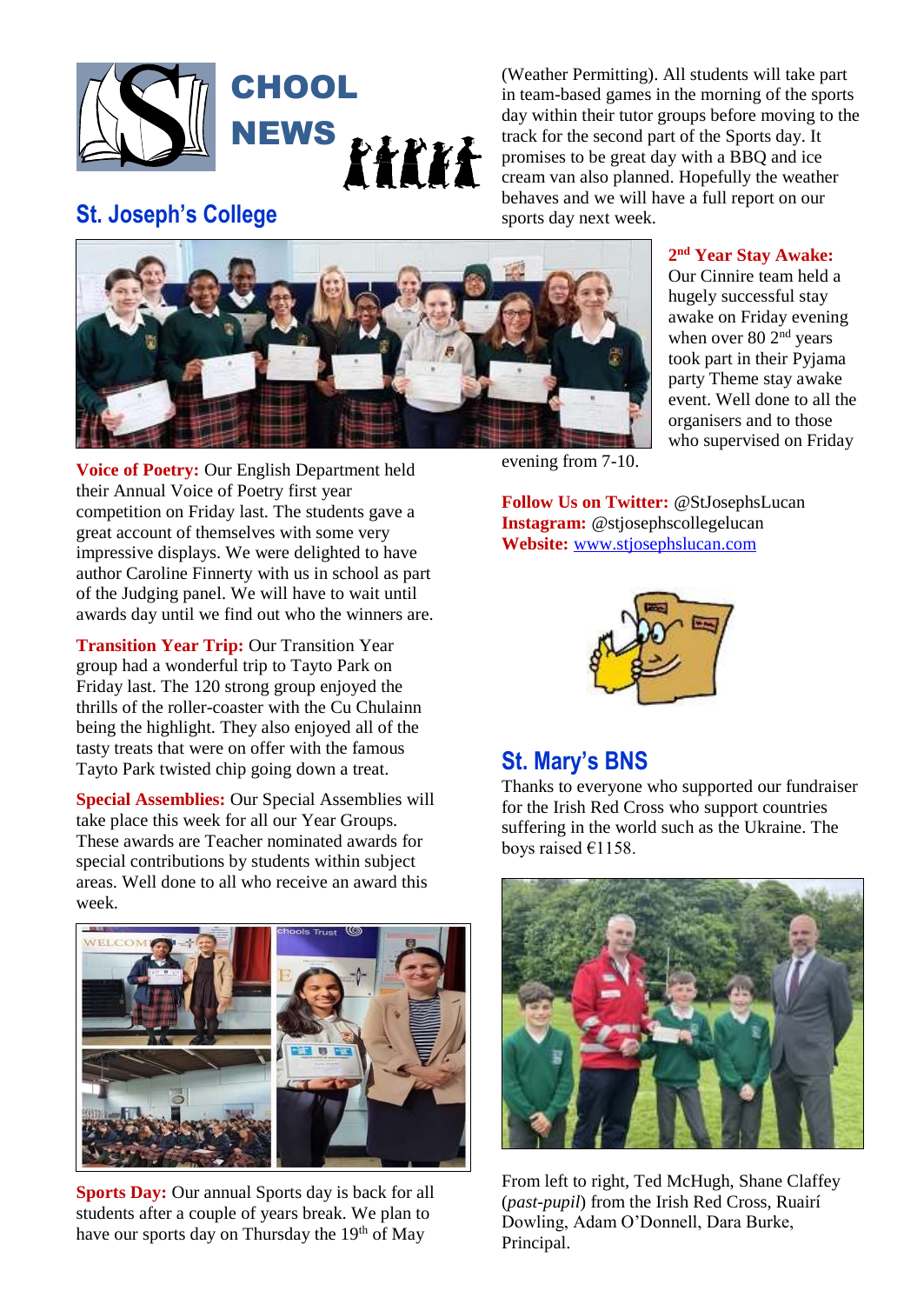# SCHOOL NEWS

## St. Joseph's College

**Voice of Poetry:** Our English Department held their Annual Voice of Poetry first year competition on Friday last. The students gave a great account of themselves with some very impressive displays. We were delighted to have author Caroline Finnerty with us in school as part of the Judging panel. We will have to wait until awards day until we find out who the winners are.

**Transition Year Trip:** Our Transition Year group had a wonderful trip to Tayto Park on Friday last. The 120 strong group enjoyed the thrills of the roller-coaster with the Cu Chulainn being the highlight. They also enjoyed all of the tasty treats that were on offer with the famous Tayto Park twisted chip going down a treat.

**Special Assemblies:** Our Special Assemblies will take place this week for all our Year Groups. These awards are Teacher nominated awards for special contributions by students within subject areas. Well done to all who receive an award this week.

**Sports Day:** Our annual Sports day is back for all students after a couple of years break. We plan to have our sports day on Thursday the 19th of May (Weather Permitting). All students will take part in team-based games in the morning of the sports day within their tutor groups before moving to the track for the second part of the Sports day. It promises to be great day with a BBQ and ice cream van also planned. Hopefully the weather behaves and we will have a full report on our sports day next week.

**2nd Year Stay Awake:** Our Cinnire team held a hugely successful stay awake on Friday evening when over 80 2nd years took part in their Pyjama party Theme stay awake event. Well done to all the organisers and to those who supervised on Friday evening from 7-10.

**Follow Us on Twitter:** @StJosephsLucan
**Instagram:** @stjosephscollegelucan
**Website:** www.stjosephslucan.com

## St. Mary's BNS

Thanks to everyone who supported our fundraiser for the Irish Red Cross who support countries suffering in the world such as the Ukraine. The boys raised €1158.

From left to right, Ted McHugh, Shane Claffey (*past-pupil*) from the Irish Red Cross, Ruairí Dowling, Adam O'Donnell, Dara Burke, Principal.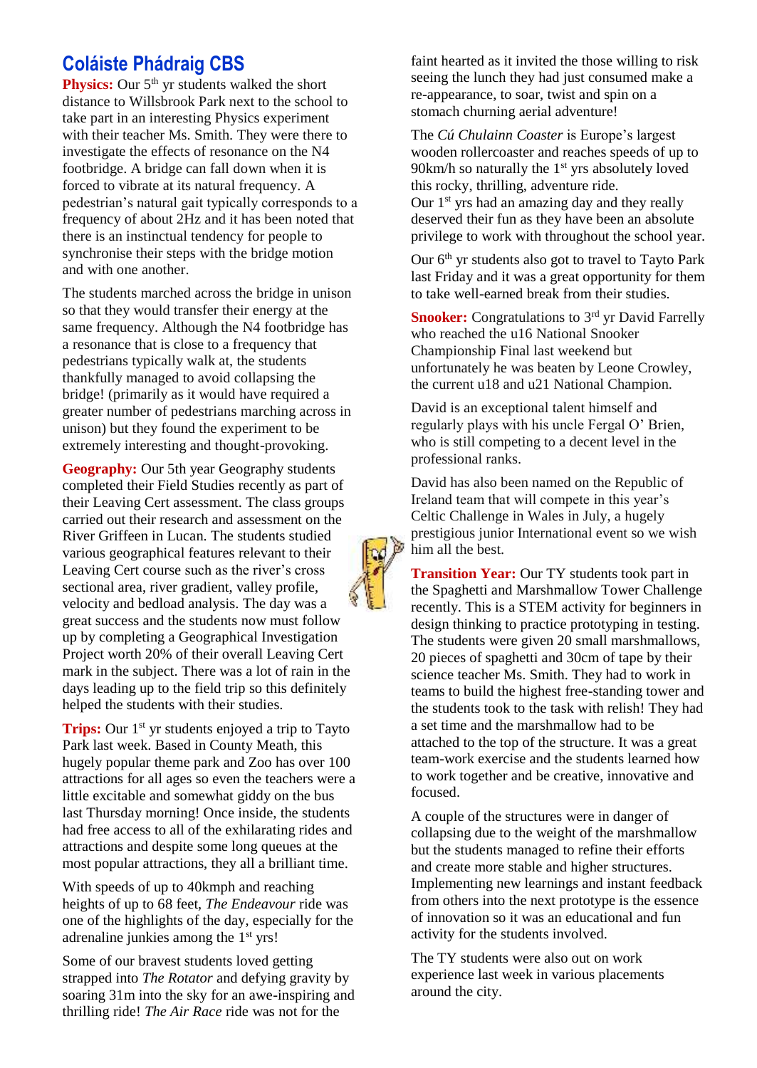## Coláiste Phádraig CBS

**Physics:** Our 5th yr students walked the short distance to Willsbrook Park next to the school to take part in an interesting Physics experiment with their teacher Ms. Smith. They were there to investigate the effects of resonance on the N4 footbridge. A bridge can fall down when it is forced to vibrate at its natural frequency. A pedestrian's natural gait typically corresponds to a frequency of about 2Hz and it has been noted that there is an instinctual tendency for people to synchronise their steps with the bridge motion and with one another.

The students marched across the bridge in unison so that they would transfer their energy at the same frequency. Although the N4 footbridge has a resonance that is close to a frequency that pedestrians typically walk at, the students thankfully managed to avoid collapsing the bridge! (primarily as it would have required a greater number of pedestrians marching across in unison) but they found the experiment to be extremely interesting and thought-provoking.

**Geography:** Our 5th year Geography students completed their Field Studies recently as part of their Leaving Cert assessment. The class groups carried out their research and assessment on the River Griffeen in Lucan. The students studied various geographical features relevant to their Leaving Cert course such as the river's cross sectional area, river gradient, valley profile, velocity and bedload analysis. The day was a great success and the students now must follow up by completing a Geographical Investigation Project worth 20% of their overall Leaving Cert mark in the subject. There was a lot of rain in the days leading up to the field trip so this definitely helped the students with their studies.

**Trips:** Our 1st yr students enjoyed a trip to Tayto Park last week. Based in County Meath, this hugely popular theme park and Zoo has over 100 attractions for all ages so even the teachers were a little excitable and somewhat giddy on the bus last Thursday morning! Once inside, the students had free access to all of the exhilarating rides and attractions and despite some long queues at the most popular attractions, they all a brilliant time.

With speeds of up to 40kmph and reaching heights of up to 68 feet, *The Endeavour* ride was one of the highlights of the day, especially for the adrenaline junkies among the 1st yrs!

Some of our bravest students loved getting strapped into *The Rotator* and defying gravity by soaring 31m into the sky for an awe-inspiring and thrilling ride! *The Air Race* ride was not for the faint hearted as it invited the those willing to risk seeing the lunch they had just consumed make a re-appearance, to soar, twist and spin on a stomach churning aerial adventure!

The *Cú Chulainn Coaster* is Europe's largest wooden rollercoaster and reaches speeds of up to 90km/h so naturally the 1st yrs absolutely loved this rocky, thrilling, adventure ride.
Our 1st yrs had an amazing day and they really deserved their fun as they have been an absolute privilege to work with throughout the school year.

Our 6th yr students also got to travel to Tayto Park last Friday and it was a great opportunity for them to take well-earned break from their studies.

**Snooker:** Congratulations to 3rd yr David Farrelly who reached the u16 National Snooker Championship Final last weekend but unfortunately he was beaten by Leone Crowley, the current u18 and u21 National Champion.

David is an exceptional talent himself and regularly plays with his uncle Fergal O' Brien, who is still competing to a decent level in the professional ranks.

David has also been named on the Republic of Ireland team that will compete in this year's Celtic Challenge in Wales in July, a hugely prestigious junior International event so we wish him all the best.

**Transition Year:** Our TY students took part in the Spaghetti and Marshmallow Tower Challenge recently. This is a STEM activity for beginners in design thinking to practice prototyping in testing. The students were given 20 small marshmallows, 20 pieces of spaghetti and 30cm of tape by their science teacher Ms. Smith. They had to work in teams to build the highest free-standing tower and the students took to the task with relish! They had a set time and the marshmallow had to be attached to the top of the structure. It was a great team-work exercise and the students learned how to work together and be creative, innovative and focused.

A couple of the structures were in danger of collapsing due to the weight of the marshmallow but the students managed to refine their efforts and create more stable and higher structures. Implementing new learnings and instant feedback from others into the next prototype is the essence of innovation so it was an educational and fun activity for the students involved.

The TY students were also out on work experience last week in various placements around the city.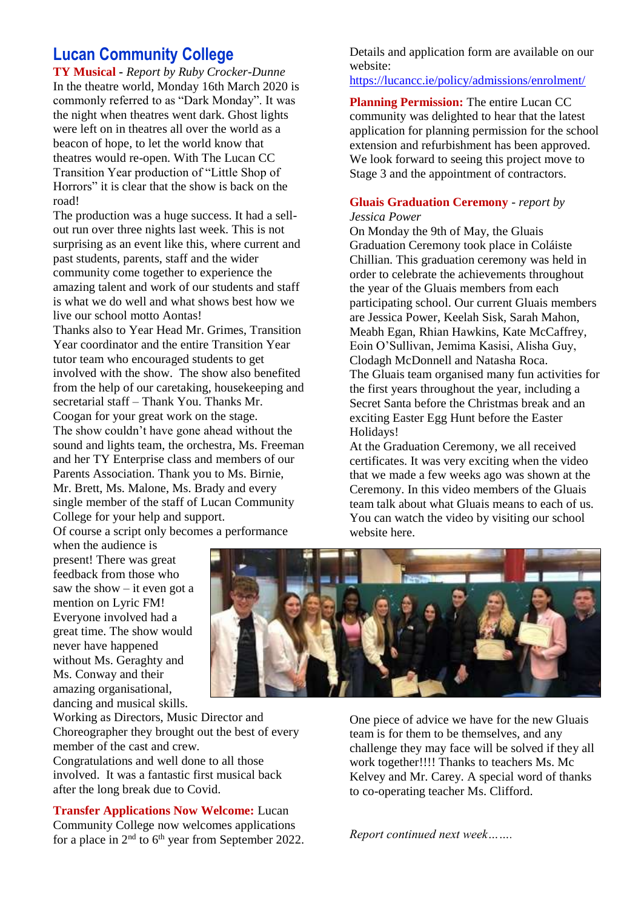## Lucan Community College

**TY Musical** - *Report by Ruby Crocker-Dunne*
In the theatre world, Monday 16th March 2020 is commonly referred to as "Dark Monday". It was the night when theatres went dark. Ghost lights were left on in theatres all over the world as a beacon of hope, to let the world know that theatres would re-open. With The Lucan CC Transition Year production of "Little Shop of Horrors" it is clear that the show is back on the road!

The production was a huge success. It had a sell-out run over three nights last week. This is not surprising as an event like this, where current and past students, parents, staff and the wider community come together to experience the amazing talent and work of our students and staff is what we do well and what shows best how we live our school motto Aontas!

Thanks also to Year Head Mr. Grimes, Transition Year coordinator and the entire Transition Year tutor team who encouraged students to get involved with the show. The show also benefited from the help of our caretaking, housekeeping and secretarial staff – Thank You. Thanks Mr. Coogan for your great work on the stage.

The show couldn't have gone ahead without the sound and lights team, the orchestra, Ms. Freeman and her TY Enterprise class and members of our Parents Association. Thank you to Ms. Birnie, Mr. Brett, Ms. Malone, Ms. Brady and every single member of the staff of Lucan Community College for your help and support.

Of course a script only becomes a performance when the audience is present! There was great feedback from those who saw the show – it even got a mention on Lyric FM! Everyone involved had a great time. The show would never have happened without Ms. Geraghty and Ms. Conway and their amazing organisational, dancing and musical skills. Working as Directors, Music Director and Choreographer they brought out the best of every member of the cast and crew.

Congratulations and well done to all those involved. It was a fantastic first musical back after the long break due to Covid.

**Transfer Applications Now Welcome:** Lucan Community College now welcomes applications for a place in 2nd to 6th year from September 2022. Details and application form are available on our website:
https://lucancc.ie/policy/admissions/enrolment/

**Planning Permission:** The entire Lucan CC community was delighted to hear that the latest application for planning permission for the school extension and refurbishment has been approved. We look forward to seeing this project move to Stage 3 and the appointment of contractors.

**Gluais Graduation Ceremony** - *report by Jessica Power*
On Monday the 9th of May, the Gluais Graduation Ceremony took place in Coláiste Chillian. This graduation ceremony was held in order to celebrate the achievements throughout the year of the Gluais members from each participating school. Our current Gluais members are Jessica Power, Keelah Sisk, Sarah Mahon, Meabh Egan, Rhian Hawkins, Kate McCaffrey, Eoin O'Sullivan, Jemima Kasisi, Alisha Guy, Clodagh McDonnell and Natasha Roca.

The Gluais team organised many fun activities for the first years throughout the year, including a Secret Santa before the Christmas break and an exciting Easter Egg Hunt before the Easter Holidays!

At the Graduation Ceremony, we all received certificates. It was very exciting when the video that we made a few weeks ago was shown at the Ceremony. In this video members of the Gluais team talk about what Gluais means to each of us. You can watch the video by visiting our school website here.

One piece of advice we have for the new Gluais team is for them to be themselves, and any challenge they may face will be solved if they all work together!!!! Thanks to teachers Ms. Mc Kelvey and Mr. Carey. A special word of thanks to co-operating teacher Ms. Clifford.

*Report continued next week…….*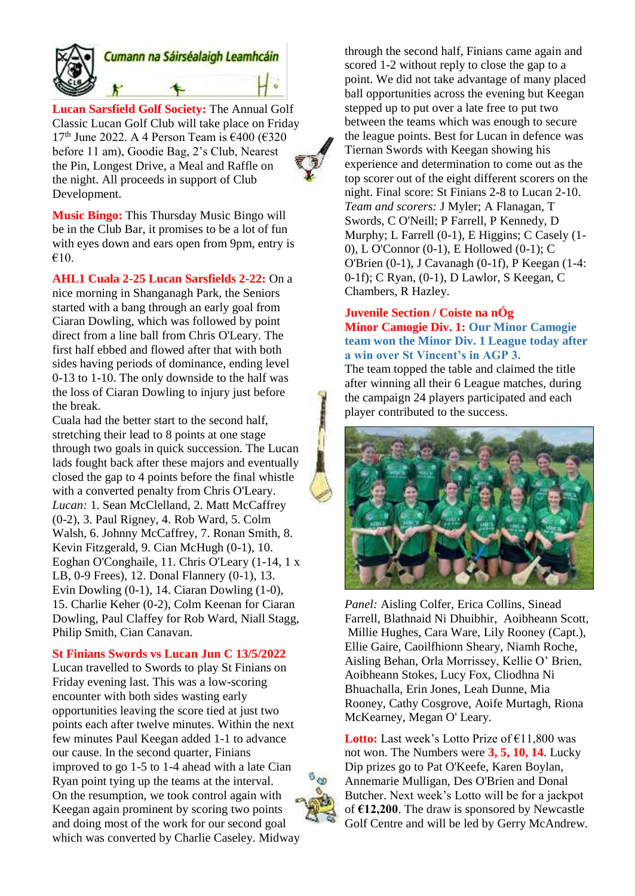**Cumann na Sáirséalaigh Leamhcáin**

**Lucan Sarsfield Golf Society:** The Annual Golf Classic Lucan Golf Club will take place on Friday 17th June 2022. A 4 Person Team is €400 (€320 before 11 am), Goodie Bag, 2's Club, Nearest the Pin, Longest Drive, a Meal and Raffle on the night. All proceeds in support of Club Development.

**Music Bingo:** This Thursday Music Bingo will be in the Club Bar, it promises to be a lot of fun with eyes down and ears open from 9pm, entry is €10.

**AHL1 Cuala 2-25 Lucan Sarsfields 2-22:** On a nice morning in Shanganagh Park, the Seniors started with a bang through an early goal from Ciaran Dowling, which was followed by point direct from a line ball from Chris O'Leary. The first half ebbed and flowed after that with both sides having periods of dominance, ending level 0-13 to 1-10. The only downside to the half was the loss of Ciaran Dowling to injury just before the break.

Cuala had the better start to the second half, stretching their lead to 8 points at one stage through two goals in quick succession. The Lucan lads fought back after these majors and eventually closed the gap to 4 points before the final whistle with a converted penalty from Chris O'Leary.

*Lucan:* 1. Sean McClelland, 2. Matt McCaffrey (0-2), 3. Paul Rigney, 4. Rob Ward, 5. Colm Walsh, 6. Johnny McCaffrey, 7. Ronan Smith, 8. Kevin Fitzgerald, 9. Cian McHugh (0-1), 10. Eoghan O'Conghaile, 11. Chris O'Leary (1-14, 1 x LB, 0-9 Frees), 12. Donal Flannery (0-1), 13. Evin Dowling (0-1), 14. Ciaran Dowling (1-0), 15. Charlie Keher (0-2), Colm Keenan for Ciaran Dowling, Paul Claffey for Rob Ward, Niall Stagg, Philip Smith, Cian Canavan.

**St Finians Swords vs Lucan Jun C 13/5/2022**

Lucan travelled to Swords to play St Finians on Friday evening last. This was a low-scoring encounter with both sides wasting early opportunities leaving the score tied at just two points each after twelve minutes. Within the next few minutes Paul Keegan added 1-1 to advance our cause. In the second quarter, Finians improved to go 1-5 to 1-4 ahead with a late Cian Ryan point tying up the teams at the interval. On the resumption, we took control again with Keegan again prominent by scoring two points and doing most of the work for our second goal which was converted by Charlie Caseley. Midway through the second half, Finians came again and scored 1-2 without reply to close the gap to a point. We did not take advantage of many placed ball opportunities across the evening but Keegan stepped up to put over a late free to put two between the teams which was enough to secure the league points. Best for Lucan in defence was Tiernan Swords with Keegan showing his experience and determination to come out as the top scorer out of the eight different scorers on the night. Final score: St Finians 2-8 to Lucan 2-10.

*Team and scorers:* J Myler; A Flanagan, T Swords, C O'Neill; P Farrell, P Kennedy, D Murphy; L Farrell (0-1), E Higgins; C Casely (1-0), L O'Connor (0-1), E Hollowed (0-1); C O'Brien (0-1), J Cavanagh (0-1f), P Keegan (1-4: 0-1f); C Ryan, (0-1), D Lawlor, S Keegan, C Chambers, R Hazley.

**Juvenile Section / Coiste na nÓg**

**Minor Camogie Div. 1: Our Minor Camogie team won the Minor Div. 1 League today after a win over St Vincent's in AGP 3.**

The team topped the table and claimed the title after winning all their 6 League matches, during the campaign 24 players participated and each player contributed to the success.

*Panel:* Aisling Colfer, Erica Collins, Sinead Farrell, Blathnaid Ni Dhuibhir, Aoibheann Scott, Millie Hughes, Cara Ware, Lily Rooney (Capt.), Ellie Gaire, Caoilfhionn Sheary, Niamh Roche, Aisling Behan, Orla Morrissey, Kellie O' Brien, Aoibheann Stokes, Lucy Fox, Cliodhna Ni Bhuachalla, Erin Jones, Leah Dunne, Mia Rooney, Cathy Cosgrove, Aoife Murtagh, Riona McKearney, Megan O' Leary.

**Lotto:** Last week's Lotto Prize of €11,800 was not won. The Numbers were **3, 5, 10, 14**. Lucky Dip prizes go to Pat O'Keefe, Karen Boylan, Annemarie Mulligan, Des O'Brien and Donal Butcher. Next week's Lotto will be for a jackpot of **€12,200**. The draw is sponsored by Newcastle Golf Centre and will be led by Gerry McAndrew.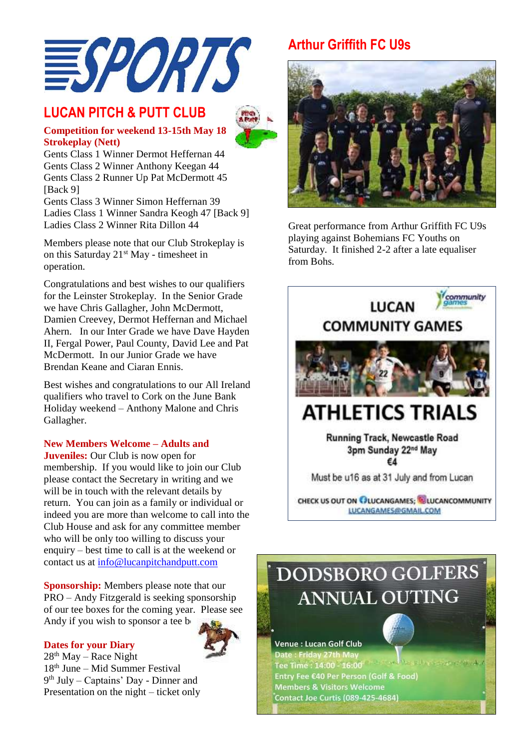# SPORTS

## LUCAN PITCH & PUTT CLUB

**Competition for weekend 13-15th May 18 Strokeplay (Nett)**

Gents Class 1 Winner Dermot Heffernan 44
Gents Class 2 Winner Anthony Keegan 44
Gents Class 2 Runner Up Pat McDermott 45 [Back 9]
Gents Class 3 Winner Simon Heffernan 39
Ladies Class 1 Winner Sandra Keogh 47 [Back 9]
Ladies Class 2 Winner Rita Dillon 44

Members please note that our Club Strokeplay is on this Saturday 21st May - timesheet in operation.

Congratulations and best wishes to our qualifiers for the Leinster Strokeplay. In the Senior Grade we have Chris Gallagher, John McDermott, Damien Creevey, Dermot Heffernan and Michael Ahern. In our Inter Grade we have Dave Hayden II, Fergal Power, Paul County, David Lee and Pat McDermott. In our Junior Grade we have Brendan Keane and Ciaran Ennis.

Best wishes and congratulations to our All Ireland qualifiers who travel to Cork on the June Bank Holiday weekend – Anthony Malone and Chris Gallagher.

**New Members Welcome – Adults and Juveniles:** Our Club is now open for membership. If you would like to join our Club please contact the Secretary in writing and we will be in touch with the relevant details by return. You can join as a family or individual or indeed you are more than welcome to call into the Club House and ask for any committee member who will be only too willing to discuss your enquiry – best time to call is at the weekend or contact us at info@lucanpitchandputt.com

**Sponsorship:** Members please note that our PRO – Andy Fitzgerald is seeking sponsorship of our tee boxes for the coming year. Please see Andy if you wish to sponsor a tee b

**Dates for your Diary**

28th May – Race Night
18th June – Mid Summer Festival
9th July – Captains' Day - Dinner and Presentation on the night – ticket only

## Arthur Griffith FC U9s

Great performance from Arthur Griffith FC U9s playing against Bohemians FC Youths on Saturday. It finished 2-2 after a late equaliser from Bohs.

## LUCAN COMMUNITY GAMES

### ATHLETICS TRIALS

Running Track, Newcastle Road
3pm Sunday 22nd May
€4

Must be u16 as at 31 July and from Lucan

CHECK US OUT ON LUCANGAMES; LUCANCOMMUNITY
LUCANGAMES@GMAIL.COM

## DODSBORO GOLFERS ANNUAL OUTING

Venue : Lucan Golf Club
Date : Friday 27th May
Tee Time : 14:00 - 16:00
Entry Fee €40 Per Person (Golf & Food)
Members & Visitors Welcome
Contact Joe Curtis (089-425-4684)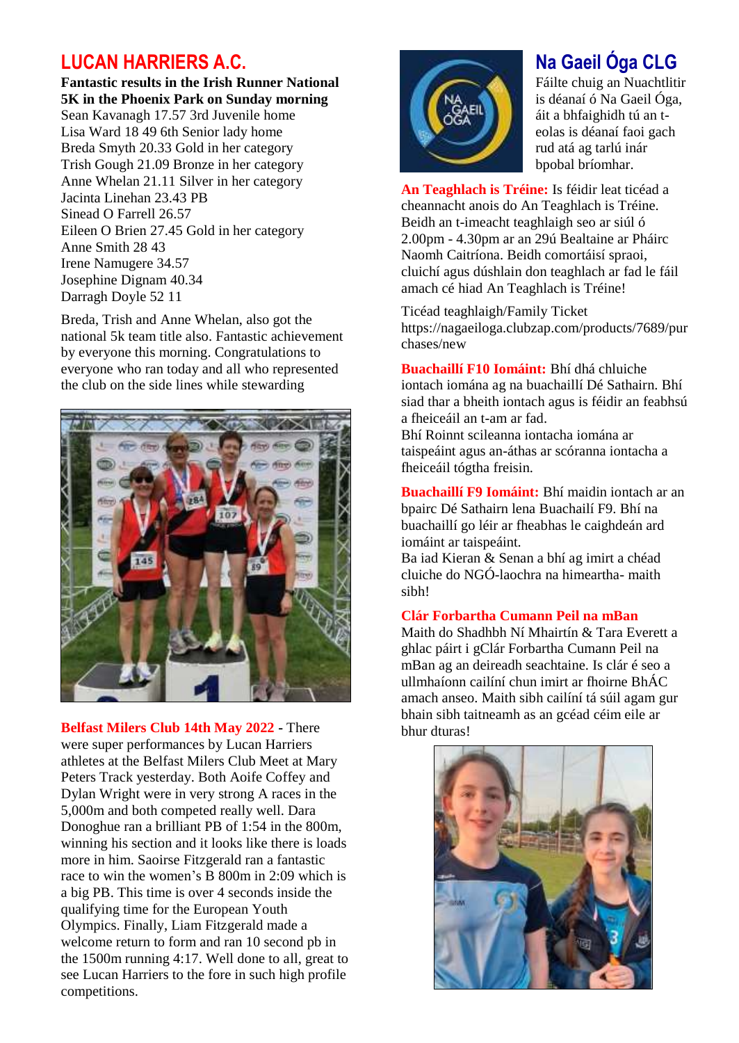## LUCAN HARRIERS A.C.

**Fantastic results in the Irish Runner National 5K in the Phoenix Park on Sunday morning**

Sean Kavanagh 17.57 3rd Juvenile home
Lisa Ward 18 49 6th Senior lady home
Breda Smyth 20.33 Gold in her category
Trish Gough 21.09 Bronze in her category
Anne Whelan 21.11 Silver in her category
Jacinta Linehan 23.43 PB
Sinead O Farrell 26.57
Eileen O Brien 27.45 Gold in her category
Anne Smith 28 43
Irene Namugere 34.57
Josephine Dignam 40.34
Darragh Doyle 52 11

Breda, Trish and Anne Whelan, also got the national 5k team title also. Fantastic achievement by everyone this morning. Congratulations to everyone who ran today and all who represented the club on the side lines while stewarding

**Belfast Milers Club 14th May 2022** - There were super performances by Lucan Harriers athletes at the Belfast Milers Club Meet at Mary Peters Track yesterday. Both Aoife Coffey and Dylan Wright were in very strong A races in the 5,000m and both competed really well. Dara Donoghue ran a brilliant PB of 1:54 in the 800m, winning his section and it looks like there is loads more in him. Saoirse Fitzgerald ran a fantastic race to win the women's B 800m in 2:09 which is a big PB. This time is over 4 seconds inside the qualifying time for the European Youth Olympics. Finally, Liam Fitzgerald made a welcome return to form and ran 10 second pb in the 1500m running 4:17. Well done to all, great to see Lucan Harriers to the fore in such high profile competitions.

## Na Gaeil Óga CLG

Fáilte chuig an Nuachtlitir is déanaí ó Na Gaeil Óga, áit a bhfaighidh tú an t-eolas is déanaí faoi gach rud atá ag tarlú inár bpobal bríomhar.

**An Teaghlach is Tréine:** Is féidir leat ticéad a cheannacht anois do An Teaghlach is Tréine. Beidh an t-imeacht teaghlaigh seo ar siúl ó 2.00pm - 4.30pm ar an 29ú Bealtaine ar Pháirc Naomh Caitríona. Beidh comórtáisí spraoi, cluichí agus dúshlain don teaghlach ar fad le fáil amach cé hiad An Teaghlach is Tréine!

Ticéad teaghlaigh/Family Ticket
https://nagaeiloga.clubzap.com/products/7689/purchases/new

**Buachaillí F10 Iomáint:** Bhí dhá chluiche iontach iomána ag na buachaillí Dé Sathairn. Bhí siad thar a bheith iontach agus is féidir an feabhsú a fheiceáil an t-am ar fad.
Bhí Roinnt scileanna iontacha iomána ar taispeáint agus an-áthas ar scóranna iontacha a fheiceáil tógtha freisin.

**Buachaillí F9 Iomáint:** Bhí maidin iontach ar an bpairc Dé Sathairn lena Buachailí F9. Bhí na buachaillí go léir ar fheabhas le caighdeán ard iomáint ar taispeáint.
Ba iad Kieran & Senan a bhí ag imirt a chéad cluiche do NGÓ-laochra na himeartha- maith sibh!

**Clár Forbartha Cumann Peil na mBan**
Maith do Shadhbh Ní Mhairtín & Tara Everett a ghlac páirt i gClár Forbartha Cumann Peil na mBan ag an deireadh seachtaine. Is clár é seo a ullmhaíonn cailíní chun imirt ar fhoirne BhÁC amach anseo. Maith sibh cailíní tá súil agam gur bhain sibh taitneamh as an gcéad céim eile ar bhur dturas!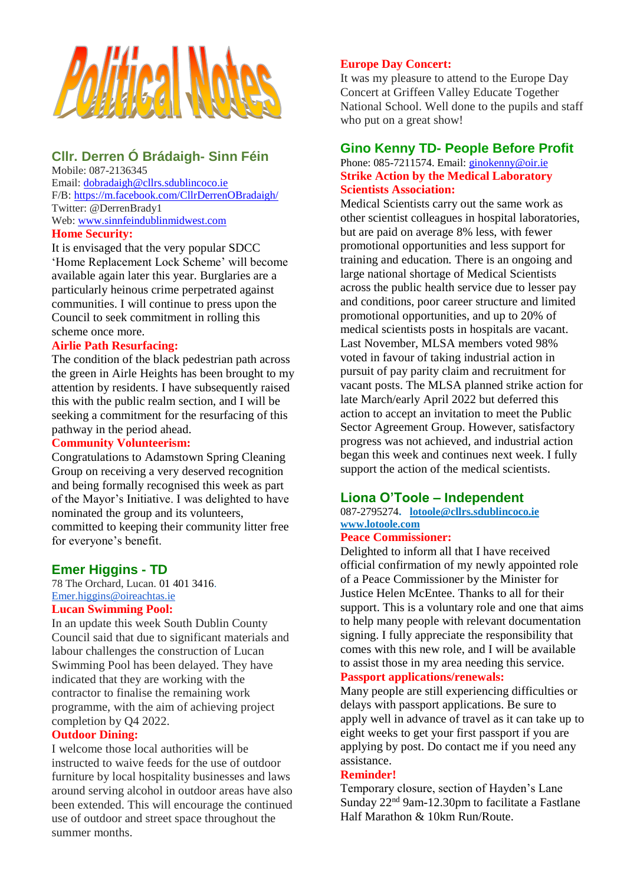# Political Notes

## Cllr. Derren Ó Brádaigh- Sinn Féin

Mobile: 087-2136345
Email: dobradaigh@cllrs.sdublincoco.ie
F/B: https://m.facebook.com/CllrDerrenOBradaigh/
Twitter: @DerrenBrady1
Web: www.sinnfeindublinmidwest.com

**Home Security:**
It is envisaged that the very popular SDCC 'Home Replacement Lock Scheme' will become available again later this year. Burglaries are a particularly heinous crime perpetrated against communities. I will continue to press upon the Council to seek commitment in rolling this scheme once more.

**Airlie Path Resurfacing:**
The condition of the black pedestrian path across the green in Airle Heights has been brought to my attention by residents. I have subsequently raised this with the public realm section, and I will be seeking a commitment for the resurfacing of this pathway in the period ahead.

**Community Volunteerism:**
Congratulations to Adamstown Spring Cleaning Group on receiving a very deserved recognition and being formally recognised this week as part of the Mayor's Initiative. I was delighted to have nominated the group and its volunteers, committed to keeping their community litter free for everyone's benefit.

## Emer Higgins - TD

78 The Orchard, Lucan. 01 401 3416.
Emer.higgins@oireachtas.ie

**Lucan Swimming Pool:**
In an update this week South Dublin County Council said that due to significant materials and labour challenges the construction of Lucan Swimming Pool has been delayed. They have indicated that they are working with the contractor to finalise the remaining work programme, with the aim of achieving project completion by Q4 2022.

**Outdoor Dining:**
I welcome those local authorities will be instructed to waive feeds for the use of outdoor furniture by local hospitality businesses and laws around serving alcohol in outdoor areas have also been extended. This will encourage the continued use of outdoor and street space throughout the summer months.

**Europe Day Concert:**
It was my pleasure to attend to the Europe Day Concert at Griffeen Valley Educate Together National School. Well done to the pupils and staff who put on a great show!

## Gino Kenny TD- People Before Profit

Phone: 085-7211574. Email: ginokenny@oir.ie

**Strike Action by the Medical Laboratory Scientists Association:**
Medical Scientists carry out the same work as other scientist colleagues in hospital laboratories, but are paid on average 8% less, with fewer promotional opportunities and less support for training and education. There is an ongoing and large national shortage of Medical Scientists across the public health service due to lesser pay and conditions, poor career structure and limited promotional opportunities, and up to 20% of medical scientists posts in hospitals are vacant. Last November, MLSA members voted 98% voted in favour of taking industrial action in pursuit of pay parity claim and recruitment for vacant posts. The MLSA planned strike action for late March/early April 2022 but deferred this action to accept an invitation to meet the Public Sector Agreement Group. However, satisfactory progress was not achieved, and industrial action began this week and continues next week. I fully support the action of the medical scientists.

## Liona O'Toole – Independent

087-2795274. **lotoole@cllrs.sdublincoco.ie**
**www.lotoole.com**

**Peace Commissioner:**
Delighted to inform all that I have received official confirmation of my newly appointed role of a Peace Commissioner by the Minister for Justice Helen McEntee. Thanks to all for their support. This is a voluntary role and one that aims to help many people with relevant documentation signing. I fully appreciate the responsibility that comes with this new role, and I will be available to assist those in my area needing this service.

**Passport applications/renewals:**
Many people are still experiencing difficulties or delays with passport applications. Be sure to apply well in advance of travel as it can take up to eight weeks to get your first passport if you are applying by post. Do contact me if you need any assistance.

**Reminder!**
Temporary closure, section of Hayden's Lane Sunday 22nd 9am-12.30pm to facilitate a Fastlane Half Marathon & 10km Run/Route.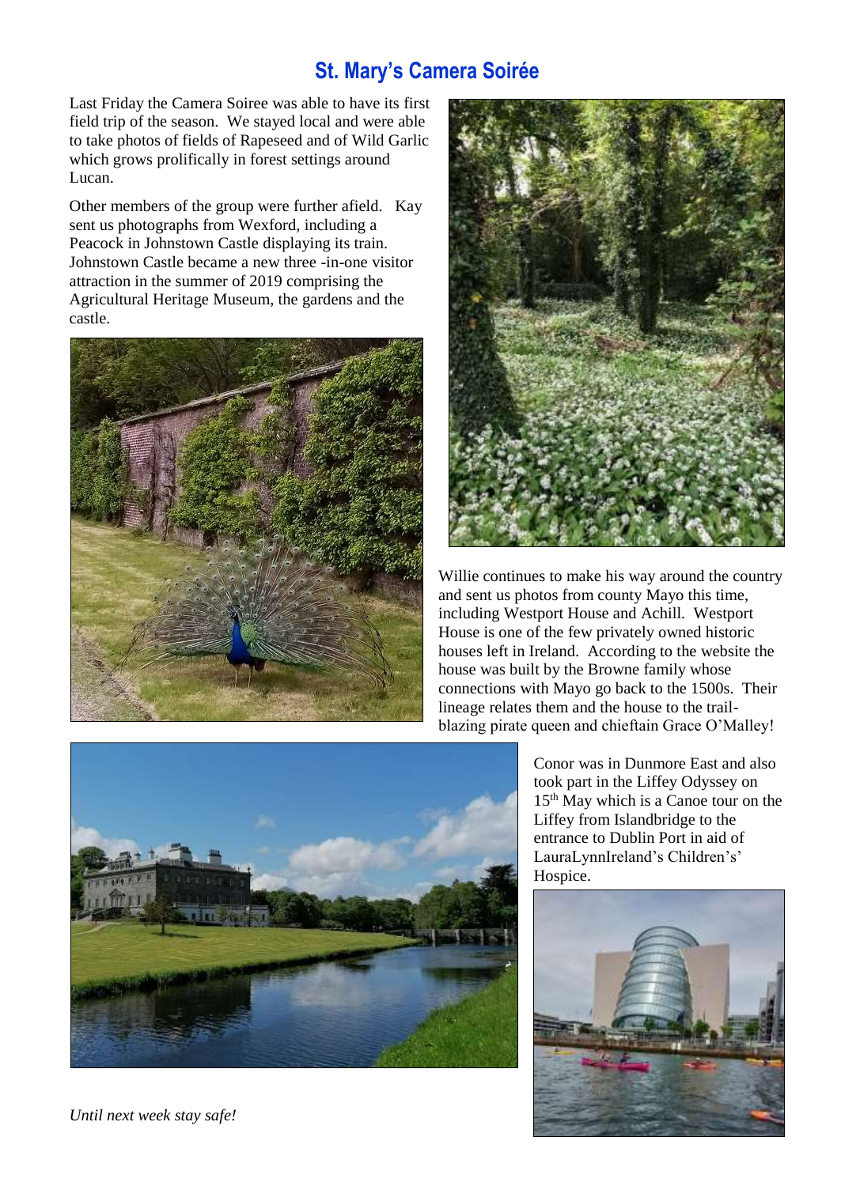# St. Mary's Camera Soirée

Last Friday the Camera Soiree was able to have its first field trip of the season. We stayed local and were able to take photos of fields of Rapeseed and of Wild Garlic which grows prolifically in forest settings around Lucan.

Other members of the group were further afield. Kay sent us photographs from Wexford, including a Peacock in Johnstown Castle displaying its train. Johnstown Castle became a new three -in-one visitor attraction in the summer of 2019 comprising the Agricultural Heritage Museum, the gardens and the castle.

Willie continues to make his way around the country and sent us photos from county Mayo this time, including Westport House and Achill. Westport House is one of the few privately owned historic houses left in Ireland. According to the website the house was built by the Browne family whose connections with Mayo go back to the 1500s. Their lineage relates them and the house to the trail-blazing pirate queen and chieftain Grace O'Malley!

Conor was in Dunmore East and also took part in the Liffey Odyssey on 15th May which is a Canoe tour on the Liffey from Islandbridge to the entrance to Dublin Port in aid of LauraLynnIreland's Children's' Hospice.

*Until next week stay safe!*